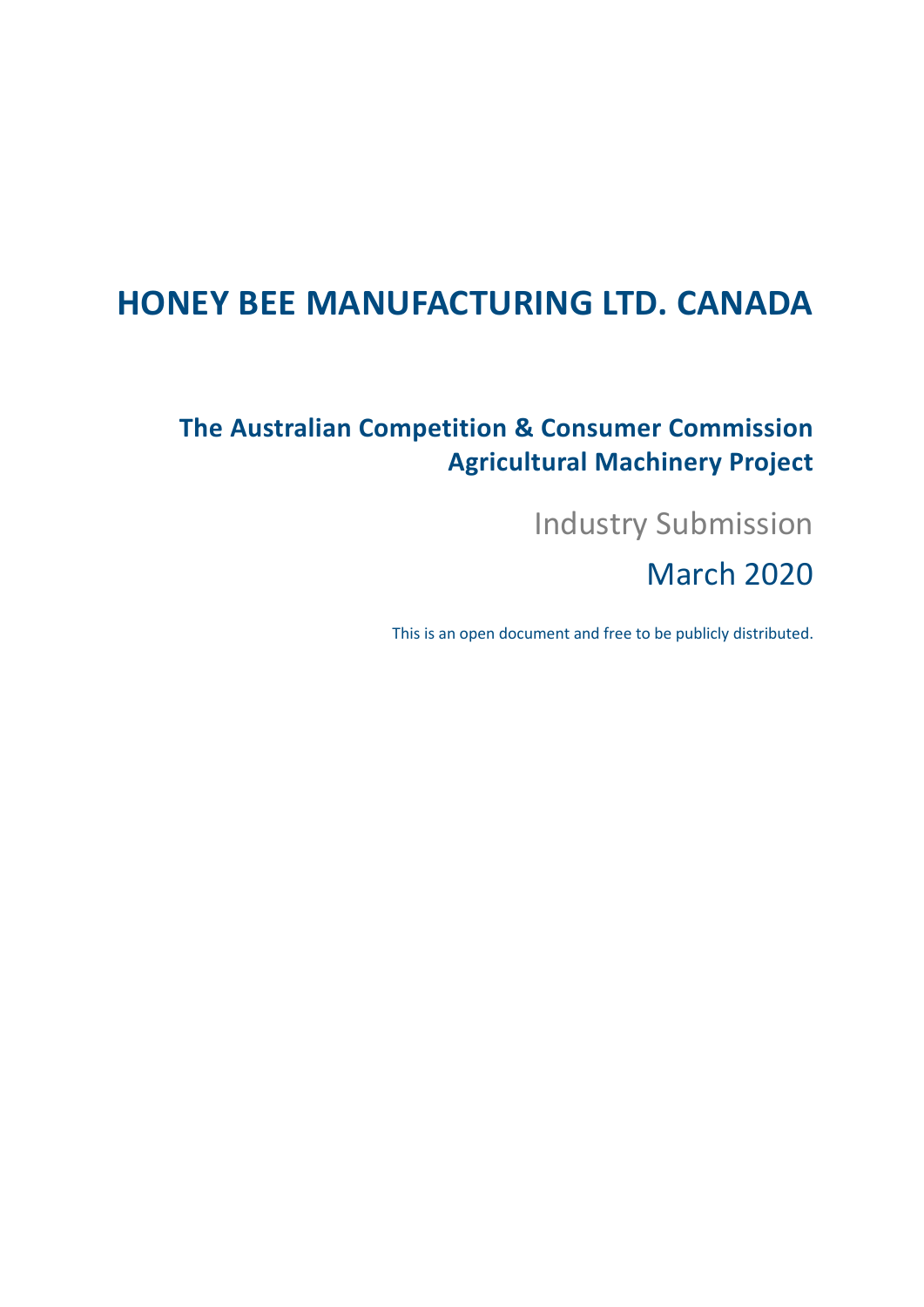# HONEY BEE MANUFACTURING LTD. CANADA

## The Australian Competition & Consumer Commission Agricultural Machinery Project

Industry Submission

March 2020

This is an open document and free to be publicly distributed.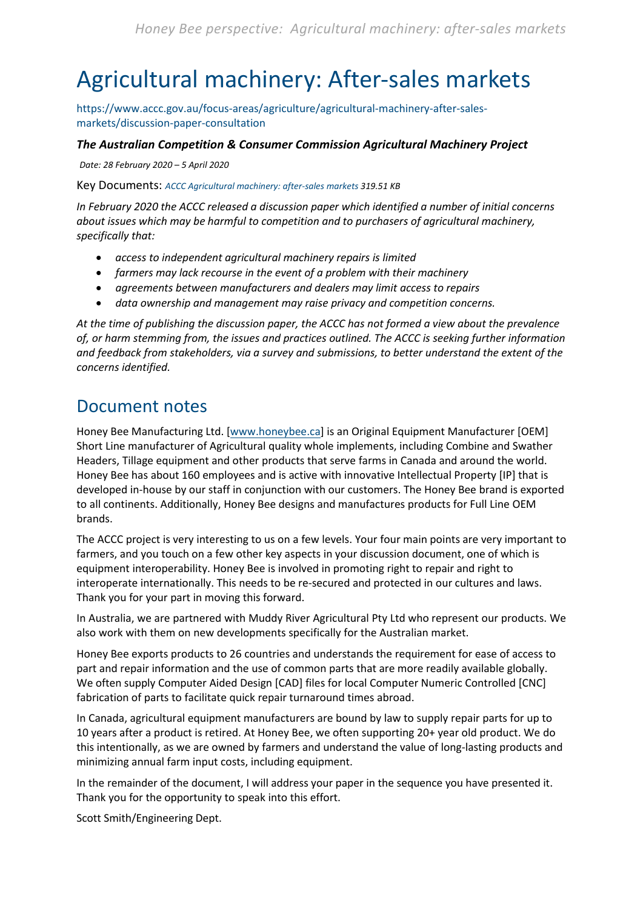# Agricultural machinery: After-sales markets

https://www.accc.gov.au/focus-areas/agriculture/agricultural-machinery-after-sales-markets/discussion-paper-consultation

***The Australian Competition & Consumer Commission Agricultural Machinery Project***

*Date: 28 February 2020 – 5 April 2020*

Key Documents: *ACCC Agricultural machinery: after-sales markets 319.51 KB*

*In February 2020 the ACCC released a discussion paper which identified a number of initial concerns about issues which may be harmful to competition and to purchasers of agricultural machinery, specifically that:*

- *access to independent agricultural machinery repairs is limited*
- *farmers may lack recourse in the event of a problem with their machinery*
- *agreements between manufacturers and dealers may limit access to repairs*
- *data ownership and management may raise privacy and competition concerns.*

*At the time of publishing the discussion paper, the ACCC has not formed a view about the prevalence of, or harm stemming from, the issues and practices outlined. The ACCC is seeking further information and feedback from stakeholders, via a survey and submissions, to better understand the extent of the concerns identified.*

## Document notes

Honey Bee Manufacturing Ltd. [www.honeybee.ca] is an Original Equipment Manufacturer [OEM] Short Line manufacturer of Agricultural quality whole implements, including Combine and Swather Headers, Tillage equipment and other products that serve farms in Canada and around the world. Honey Bee has about 160 employees and is active with innovative Intellectual Property [IP] that is developed in-house by our staff in conjunction with our customers. The Honey Bee brand is exported to all continents. Additionally, Honey Bee designs and manufactures products for Full Line OEM brands.

The ACCC project is very interesting to us on a few levels. Your four main points are very important to farmers, and you touch on a few other key aspects in your discussion document, one of which is equipment interoperability. Honey Bee is involved in promoting right to repair and right to interoperate internationally. This needs to be re-secured and protected in our cultures and laws. Thank you for your part in moving this forward.

In Australia, we are partnered with Muddy River Agricultural Pty Ltd who represent our products. We also work with them on new developments specifically for the Australian market.

Honey Bee exports products to 26 countries and understands the requirement for ease of access to part and repair information and the use of common parts that are more readily available globally. We often supply Computer Aided Design [CAD] files for local Computer Numeric Controlled [CNC] fabrication of parts to facilitate quick repair turnaround times abroad.

In Canada, agricultural equipment manufacturers are bound by law to supply repair parts for up to 10 years after a product is retired. At Honey Bee, we often supporting 20+ year old product. We do this intentionally, as we are owned by farmers and understand the value of long-lasting products and minimizing annual farm input costs, including equipment.

In the remainder of the document, I will address your paper in the sequence you have presented it. Thank you for the opportunity to speak into this effort.

Scott Smith/Engineering Dept.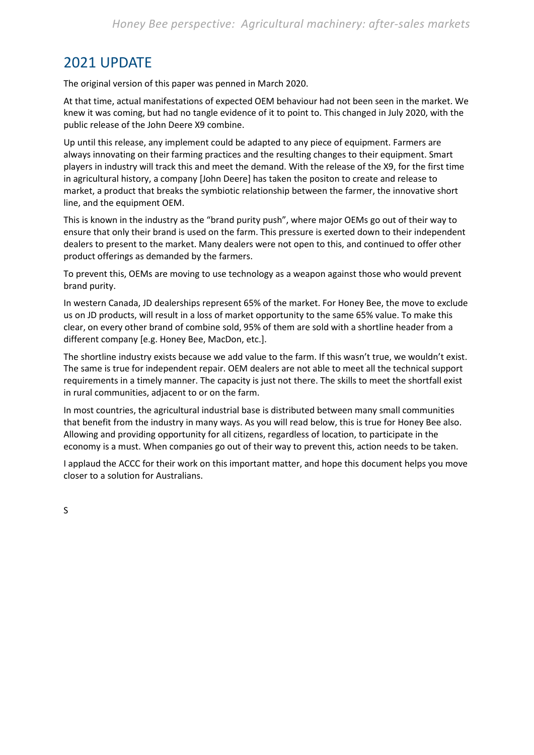# 2021 UPDATE

The original version of this paper was penned in March 2020.

At that time, actual manifestations of expected OEM behaviour had not been seen in the market. We knew it was coming, but had no tangle evidence of it to point to. This changed in July 2020, with the public release of the John Deere X9 combine.

Up until this release, any implement could be adapted to any piece of equipment. Farmers are always innovating on their farming practices and the resulting changes to their equipment. Smart players in industry will track this and meet the demand. With the release of the X9, for the first time in agricultural history, a company [John Deere] has taken the positon to create and release to market, a product that breaks the symbiotic relationship between the farmer, the innovative short line, and the equipment OEM.

This is known in the industry as the "brand purity push", where major OEMs go out of their way to ensure that only their brand is used on the farm. This pressure is exerted down to their independent dealers to present to the market. Many dealers were not open to this, and continued to offer other product offerings as demanded by the farmers.

To prevent this, OEMs are moving to use technology as a weapon against those who would prevent brand purity.

In western Canada, JD dealerships represent 65% of the market. For Honey Bee, the move to exclude us on JD products, will result in a loss of market opportunity to the same 65% value. To make this clear, on every other brand of combine sold, 95% of them are sold with a shortline header from a different company [e.g. Honey Bee, MacDon, etc.].

The shortline industry exists because we add value to the farm. If this wasn't true, we wouldn't exist. The same is true for independent repair. OEM dealers are not able to meet all the technical support requirements in a timely manner. The capacity is just not there. The skills to meet the shortfall exist in rural communities, adjacent to or on the farm.

In most countries, the agricultural industrial base is distributed between many small communities that benefit from the industry in many ways. As you will read below, this is true for Honey Bee also. Allowing and providing opportunity for all citizens, regardless of location, to participate in the economy is a must. When companies go out of their way to prevent this, action needs to be taken.

I applaud the ACCC for their work on this important matter, and hope this document helps you move closer to a solution for Australians.

S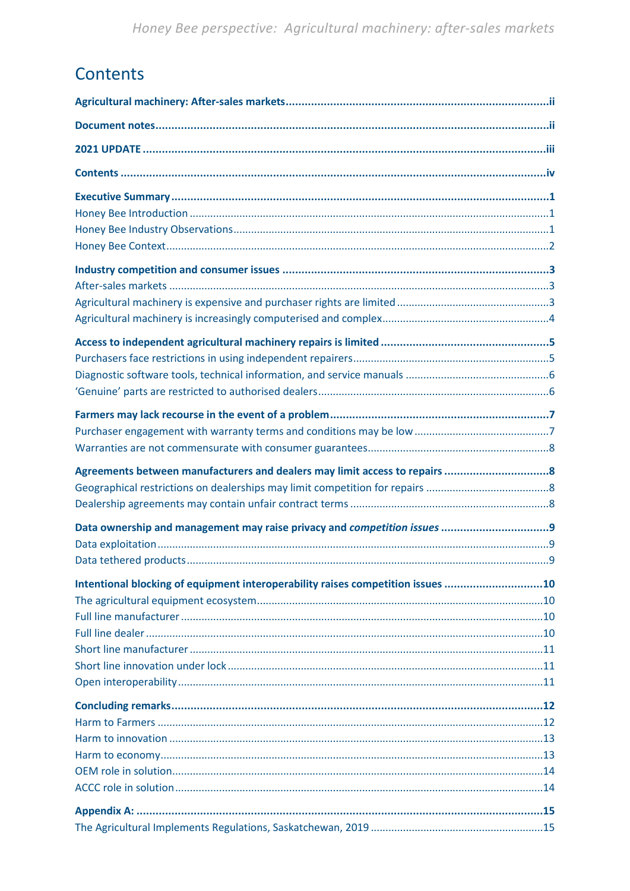# Contents

**Agricultural machinery: After-sales markets** ........ ii

**Document notes** ........ ii

**2021 UPDATE** ........ iii

**Contents** ........ iv

**Executive Summary** ........ 1

Honey Bee Introduction ........ 1

Honey Bee Industry Observations ........ 1

Honey Bee Context ........ 2

**Industry competition and consumer issues** ........ 3

After-sales markets ........ 3

Agricultural machinery is expensive and purchaser rights are limited ........ 3

Agricultural machinery is increasingly computerised and complex ........ 4

**Access to independent agricultural machinery repairs is limited** ........ 5

Purchasers face restrictions in using independent repairers ........ 5

Diagnostic software tools, technical information, and service manuals ........ 6

'Genuine' parts are restricted to authorised dealers ........ 6

**Farmers may lack recourse in the event of a problem** ........ 7

Purchaser engagement with warranty terms and conditions may be low ........ 7

Warranties are not commensurate with consumer guarantees ........ 8

**Agreements between manufacturers and dealers may limit access to repairs** ........ 8

Geographical restrictions on dealerships may limit competition for repairs ........ 8

Dealership agreements may contain unfair contract terms ........ 8

**Data ownership and management may raise privacy and *competition issues*** ........ 9

Data exploitation ........ 9

Data tethered products ........ 9

**Intentional blocking of equipment interoperability raises competition issues** ........ 10

The agricultural equipment ecosystem ........ 10

Full line manufacturer ........ 10

Full line dealer ........ 10

Short line manufacturer ........ 11

Short line innovation under lock ........ 11

Open interoperability ........ 11

**Concluding remarks** ........ 12

Harm to Farmers ........ 12

Harm to innovation ........ 13

Harm to economy ........ 13

OEM role in solution ........ 14

ACCC role in solution ........ 14

**Appendix A:** ........ 15

The Agricultural Implements Regulations, Saskatchewan, 2019 ........ 15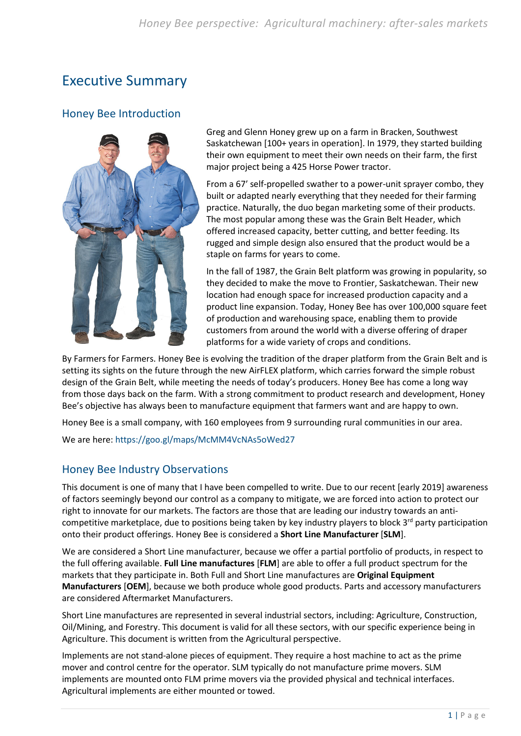# Executive Summary

## Honey Bee Introduction

Greg and Glenn Honey grew up on a farm in Bracken, Southwest Saskatchewan [100+ years in operation]. In 1979, they started building their own equipment to meet their own needs on their farm, the first major project being a 425 Horse Power tractor.

From a 67' self-propelled swather to a power-unit sprayer combo, they built or adapted nearly everything that they needed for their farming practice. Naturally, the duo began marketing some of their products. The most popular among these was the Grain Belt Header, which offered increased capacity, better cutting, and better feeding. Its rugged and simple design also ensured that the product would be a staple on farms for years to come.

In the fall of 1987, the Grain Belt platform was growing in popularity, so they decided to make the move to Frontier, Saskatchewan. Their new location had enough space for increased production capacity and a product line expansion. Today, Honey Bee has over 100,000 square feet of production and warehousing space, enabling them to provide customers from around the world with a diverse offering of draper platforms for a wide variety of crops and conditions.

By Farmers for Farmers. Honey Bee is evolving the tradition of the draper platform from the Grain Belt and is setting its sights on the future through the new AirFLEX platform, which carries forward the simple robust design of the Grain Belt, while meeting the needs of today's producers. Honey Bee has come a long way from those days back on the farm. With a strong commitment to product research and development, Honey Bee's objective has always been to manufacture equipment that farmers want and are happy to own.

Honey Bee is a small company, with 160 employees from 9 surrounding rural communities in our area.

We are here: https://goo.gl/maps/McMM4VcNAs5oWed27

## Honey Bee Industry Observations

This document is one of many that I have been compelled to write. Due to our recent [early 2019] awareness of factors seemingly beyond our control as a company to mitigate, we are forced into action to protect our right to innovate for our markets. The factors are those that are leading our industry towards an anti-competitive marketplace, due to positions being taken by key industry players to block 3rd party participation onto their product offerings. Honey Bee is considered a **Short Line Manufacturer** [**SLM**].

We are considered a Short Line manufacturer, because we offer a partial portfolio of products, in respect to the full offering available. **Full Line manufactures** [**FLM**] are able to offer a full product spectrum for the markets that they participate in. Both Full and Short Line manufactures are **Original Equipment Manufacturers** [**OEM**], because we both produce whole good products. Parts and accessory manufacturers are considered Aftermarket Manufacturers.

Short Line manufactures are represented in several industrial sectors, including: Agriculture, Construction, Oil/Mining, and Forestry. This document is valid for all these sectors, with our specific experience being in Agriculture. This document is written from the Agricultural perspective.

Implements are not stand-alone pieces of equipment. They require a host machine to act as the prime mover and control centre for the operator. SLM typically do not manufacture prime movers. SLM implements are mounted onto FLM prime movers via the provided physical and technical interfaces. Agricultural implements are either mounted or towed.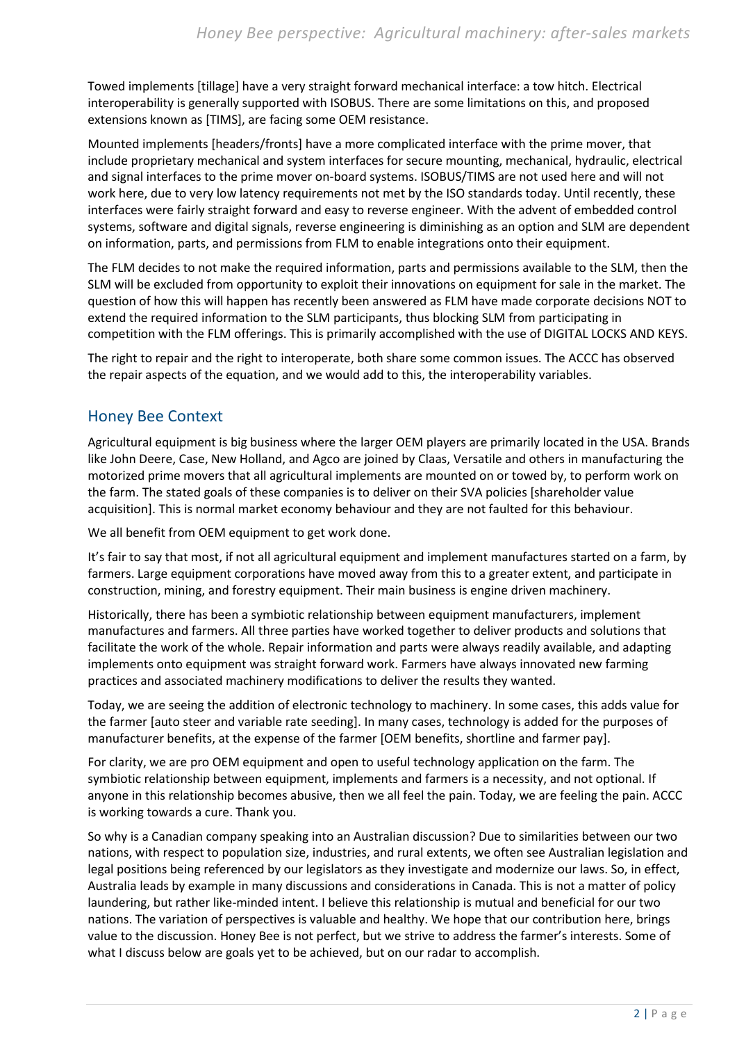Towed implements [tillage] have a very straight forward mechanical interface: a tow hitch. Electrical interoperability is generally supported with ISOBUS. There are some limitations on this, and proposed extensions known as [TIMS], are facing some OEM resistance.

Mounted implements [headers/fronts] have a more complicated interface with the prime mover, that include proprietary mechanical and system interfaces for secure mounting, mechanical, hydraulic, electrical and signal interfaces to the prime mover on-board systems. ISOBUS/TIMS are not used here and will not work here, due to very low latency requirements not met by the ISO standards today. Until recently, these interfaces were fairly straight forward and easy to reverse engineer. With the advent of embedded control systems, software and digital signals, reverse engineering is diminishing as an option and SLM are dependent on information, parts, and permissions from FLM to enable integrations onto their equipment.

The FLM decides to not make the required information, parts and permissions available to the SLM, then the SLM will be excluded from opportunity to exploit their innovations on equipment for sale in the market. The question of how this will happen has recently been answered as FLM have made corporate decisions NOT to extend the required information to the SLM participants, thus blocking SLM from participating in competition with the FLM offerings. This is primarily accomplished with the use of DIGITAL LOCKS AND KEYS.

The right to repair and the right to interoperate, both share some common issues. The ACCC has observed the repair aspects of the equation, and we would add to this, the interoperability variables.

## Honey Bee Context

Agricultural equipment is big business where the larger OEM players are primarily located in the USA. Brands like John Deere, Case, New Holland, and Agco are joined by Claas, Versatile and others in manufacturing the motorized prime movers that all agricultural implements are mounted on or towed by, to perform work on the farm. The stated goals of these companies is to deliver on their SVA policies [shareholder value acquisition]. This is normal market economy behaviour and they are not faulted for this behaviour.

We all benefit from OEM equipment to get work done.

It's fair to say that most, if not all agricultural equipment and implement manufactures started on a farm, by farmers. Large equipment corporations have moved away from this to a greater extent, and participate in construction, mining, and forestry equipment. Their main business is engine driven machinery.

Historically, there has been a symbiotic relationship between equipment manufacturers, implement manufactures and farmers. All three parties have worked together to deliver products and solutions that facilitate the work of the whole. Repair information and parts were always readily available, and adapting implements onto equipment was straight forward work. Farmers have always innovated new farming practices and associated machinery modifications to deliver the results they wanted.

Today, we are seeing the addition of electronic technology to machinery. In some cases, this adds value for the farmer [auto steer and variable rate seeding]. In many cases, technology is added for the purposes of manufacturer benefits, at the expense of the farmer [OEM benefits, shortline and farmer pay].

For clarity, we are pro OEM equipment and open to useful technology application on the farm. The symbiotic relationship between equipment, implements and farmers is a necessity, and not optional. If anyone in this relationship becomes abusive, then we all feel the pain. Today, we are feeling the pain. ACCC is working towards a cure. Thank you.

So why is a Canadian company speaking into an Australian discussion? Due to similarities between our two nations, with respect to population size, industries, and rural extents, we often see Australian legislation and legal positions being referenced by our legislators as they investigate and modernize our laws. So, in effect, Australia leads by example in many discussions and considerations in Canada. This is not a matter of policy laundering, but rather like-minded intent. I believe this relationship is mutual and beneficial for our two nations. The variation of perspectives is valuable and healthy. We hope that our contribution here, brings value to the discussion. Honey Bee is not perfect, but we strive to address the farmer's interests. Some of what I discuss below are goals yet to be achieved, but on our radar to accomplish.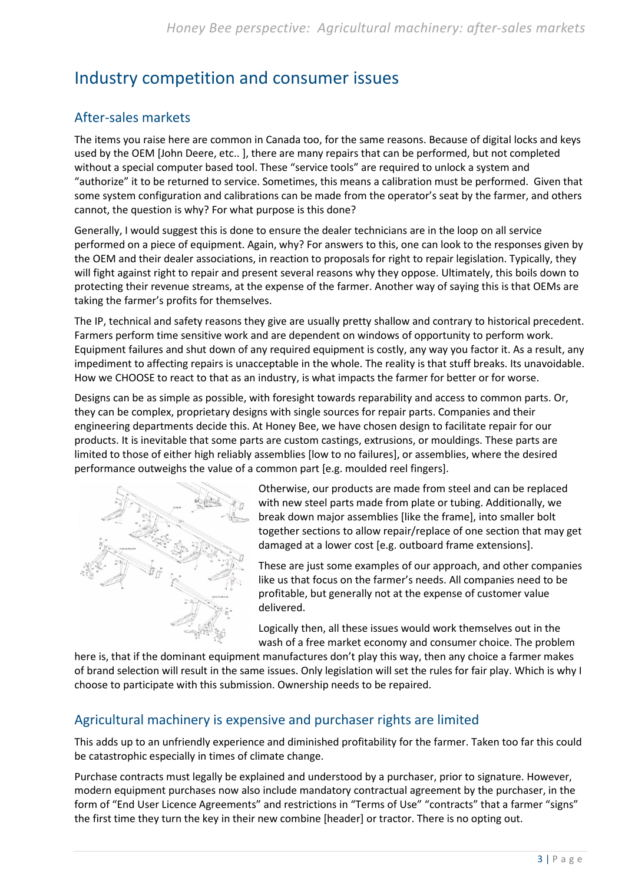# Industry competition and consumer issues

## After-sales markets

The items you raise here are common in Canada too, for the same reasons. Because of digital locks and keys used by the OEM [John Deere, etc.. ], there are many repairs that can be performed, but not completed without a special computer based tool. These "service tools" are required to unlock a system and "authorize" it to be returned to service. Sometimes, this means a calibration must be performed. Given that some system configuration and calibrations can be made from the operator's seat by the farmer, and others cannot, the question is why? For what purpose is this done?

Generally, I would suggest this is done to ensure the dealer technicians are in the loop on all service performed on a piece of equipment. Again, why? For answers to this, one can look to the responses given by the OEM and their dealer associations, in reaction to proposals for right to repair legislation. Typically, they will fight against right to repair and present several reasons why they oppose. Ultimately, this boils down to protecting their revenue streams, at the expense of the farmer. Another way of saying this is that OEMs are taking the farmer's profits for themselves.

The IP, technical and safety reasons they give are usually pretty shallow and contrary to historical precedent. Farmers perform time sensitive work and are dependent on windows of opportunity to perform work. Equipment failures and shut down of any required equipment is costly, any way you factor it. As a result, any impediment to affecting repairs is unacceptable in the whole. The reality is that stuff breaks. Its unavoidable. How we CHOOSE to react to that as an industry, is what impacts the farmer for better or for worse.

Designs can be as simple as possible, with foresight towards reparability and access to common parts. Or, they can be complex, proprietary designs with single sources for repair parts. Companies and their engineering departments decide this. At Honey Bee, we have chosen design to facilitate repair for our products. It is inevitable that some parts are custom castings, extrusions, or mouldings. These parts are limited to those of either high reliably assemblies [low to no failures], or assemblies, where the desired performance outweighs the value of a common part [e.g. moulded reel fingers].

Otherwise, our products are made from steel and can be replaced with new steel parts made from plate or tubing. Additionally, we break down major assemblies [like the frame], into smaller bolt together sections to allow repair/replace of one section that may get damaged at a lower cost [e.g. outboard frame extensions].

These are just some examples of our approach, and other companies like us that focus on the farmer's needs. All companies need to be profitable, but generally not at the expense of customer value delivered.

Logically then, all these issues would work themselves out in the wash of a free market economy and consumer choice. The problem here is, that if the dominant equipment manufactures don't play this way, then any choice a farmer makes of brand selection will result in the same issues. Only legislation will set the rules for fair play. Which is why I choose to participate with this submission. Ownership needs to be repaired.

## Agricultural machinery is expensive and purchaser rights are limited

This adds up to an unfriendly experience and diminished profitability for the farmer. Taken too far this could be catastrophic especially in times of climate change.

Purchase contracts must legally be explained and understood by a purchaser, prior to signature. However, modern equipment purchases now also include mandatory contractual agreement by the purchaser, in the form of "End User Licence Agreements" and restrictions in "Terms of Use" "contracts" that a farmer "signs" the first time they turn the key in their new combine [header] or tractor. There is no opting out.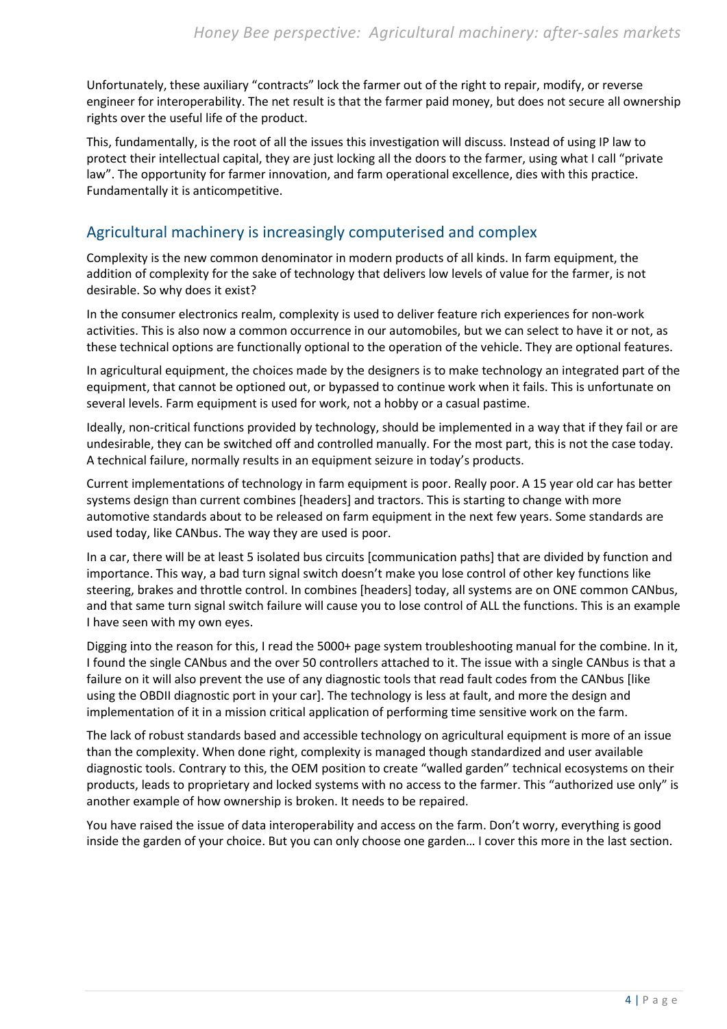Unfortunately, these auxiliary "contracts" lock the farmer out of the right to repair, modify, or reverse engineer for interoperability. The net result is that the farmer paid money, but does not secure all ownership rights over the useful life of the product.

This, fundamentally, is the root of all the issues this investigation will discuss. Instead of using IP law to protect their intellectual capital, they are just locking all the doors to the farmer, using what I call "private law". The opportunity for farmer innovation, and farm operational excellence, dies with this practice. Fundamentally it is anticompetitive.

## Agricultural machinery is increasingly computerised and complex

Complexity is the new common denominator in modern products of all kinds. In farm equipment, the addition of complexity for the sake of technology that delivers low levels of value for the farmer, is not desirable. So why does it exist?

In the consumer electronics realm, complexity is used to deliver feature rich experiences for non-work activities. This is also now a common occurrence in our automobiles, but we can select to have it or not, as these technical options are functionally optional to the operation of the vehicle. They are optional features.

In agricultural equipment, the choices made by the designers is to make technology an integrated part of the equipment, that cannot be optioned out, or bypassed to continue work when it fails. This is unfortunate on several levels. Farm equipment is used for work, not a hobby or a casual pastime.

Ideally, non-critical functions provided by technology, should be implemented in a way that if they fail or are undesirable, they can be switched off and controlled manually. For the most part, this is not the case today. A technical failure, normally results in an equipment seizure in today's products.

Current implementations of technology in farm equipment is poor. Really poor. A 15 year old car has better systems design than current combines [headers] and tractors. This is starting to change with more automotive standards about to be released on farm equipment in the next few years. Some standards are used today, like CANbus. The way they are used is poor.

In a car, there will be at least 5 isolated bus circuits [communication paths] that are divided by function and importance. This way, a bad turn signal switch doesn't make you lose control of other key functions like steering, brakes and throttle control. In combines [headers] today, all systems are on ONE common CANbus, and that same turn signal switch failure will cause you to lose control of ALL the functions. This is an example I have seen with my own eyes.

Digging into the reason for this, I read the 5000+ page system troubleshooting manual for the combine. In it, I found the single CANbus and the over 50 controllers attached to it. The issue with a single CANbus is that a failure on it will also prevent the use of any diagnostic tools that read fault codes from the CANbus [like using the OBDII diagnostic port in your car]. The technology is less at fault, and more the design and implementation of it in a mission critical application of performing time sensitive work on the farm.

The lack of robust standards based and accessible technology on agricultural equipment is more of an issue than the complexity. When done right, complexity is managed though standardized and user available diagnostic tools. Contrary to this, the OEM position to create "walled garden" technical ecosystems on their products, leads to proprietary and locked systems with no access to the farmer. This "authorized use only" is another example of how ownership is broken. It needs to be repaired.

You have raised the issue of data interoperability and access on the farm. Don't worry, everything is good inside the garden of your choice. But you can only choose one garden… I cover this more in the last section.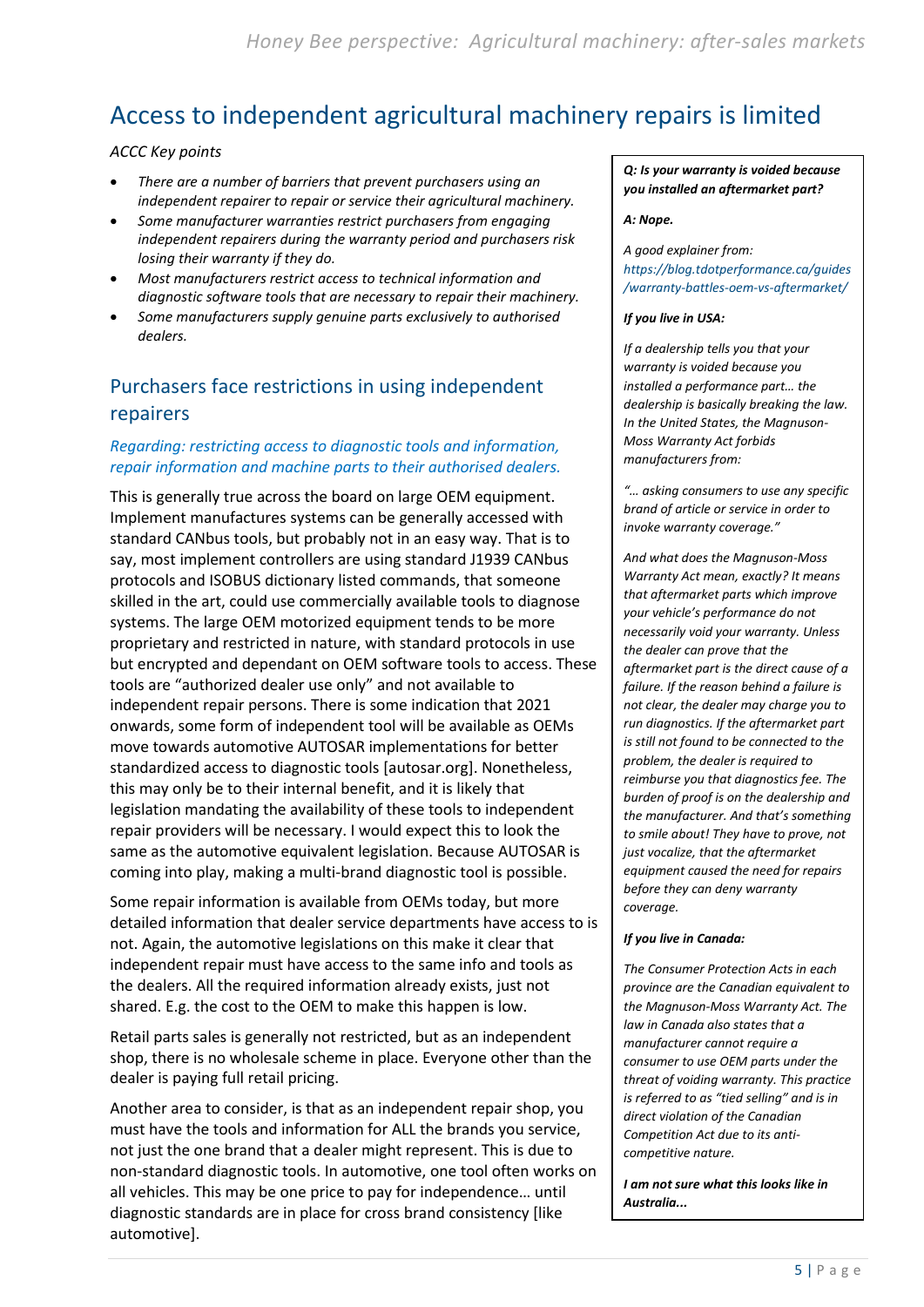# Access to independent agricultural machinery repairs is limited

*ACCC Key points*

- *There are a number of barriers that prevent purchasers using an independent repairer to repair or service their agricultural machinery.*
- *Some manufacturer warranties restrict purchasers from engaging independent repairers during the warranty period and purchasers risk losing their warranty if they do.*
- *Most manufacturers restrict access to technical information and diagnostic software tools that are necessary to repair their machinery.*
- *Some manufacturers supply genuine parts exclusively to authorised dealers.*

## Purchasers face restrictions in using independent repairers

*Regarding: restricting access to diagnostic tools and information, repair information and machine parts to their authorised dealers.*

This is generally true across the board on large OEM equipment. Implement manufactures systems can be generally accessed with standard CANbus tools, but probably not in an easy way. That is to say, most implement controllers are using standard J1939 CANbus protocols and ISOBUS dictionary listed commands, that someone skilled in the art, could use commercially available tools to diagnose systems. The large OEM motorized equipment tends to be more proprietary and restricted in nature, with standard protocols in use but encrypted and dependant on OEM software tools to access. These tools are "authorized dealer use only" and not available to independent repair persons. There is some indication that 2021 onwards, some form of independent tool will be available as OEMs move towards automotive AUTOSAR implementations for better standardized access to diagnostic tools [autosar.org]. Nonetheless, this may only be to their internal benefit, and it is likely that legislation mandating the availability of these tools to independent repair providers will be necessary. I would expect this to look the same as the automotive equivalent legislation. Because AUTOSAR is coming into play, making a multi-brand diagnostic tool is possible.

Some repair information is available from OEMs today, but more detailed information that dealer service departments have access to is not. Again, the automotive legislations on this make it clear that independent repair must have access to the same info and tools as the dealers. All the required information already exists, just not shared. E.g. the cost to the OEM to make this happen is low.

Retail parts sales is generally not restricted, but as an independent shop, there is no wholesale scheme in place. Everyone other than the dealer is paying full retail pricing.

Another area to consider, is that as an independent repair shop, you must have the tools and information for ALL the brands you service, not just the one brand that a dealer might represent. This is due to non-standard diagnostic tools. In automotive, one tool often works on all vehicles. This may be one price to pay for independence… until diagnostic standards are in place for cross brand consistency [like automotive].

***Q: Is your warranty voided because you installed an aftermarket part?***

***A: Nope.***

*A good explainer from: https://blog.tdotperformance.ca/guides/warranty-battles-oem-vs-aftermarket/*

***If you live in USA:***

*If a dealership tells you that your warranty is voided because you installed a performance part… the dealership is basically breaking the law. In the United States, the Magnuson-Moss Warranty Act forbids manufacturers from:*

*"… asking consumers to use any specific brand of article or service in order to invoke warranty coverage."*

*And what does the Magnuson-Moss Warranty Act mean, exactly? It means that aftermarket parts which improve your vehicle's performance do not necessarily void your warranty. Unless the dealer can prove that the aftermarket part is the direct cause of a failure. If the reason behind a failure is not clear, the dealer may charge you to run diagnostics. If the aftermarket part is still not found to be connected to the problem, the dealer is required to reimburse you that diagnostics fee. The burden of proof is on the dealership and the manufacturer. And that's something to smile about! They have to prove, not just vocalize, that the aftermarket equipment caused the need for repairs before they can deny warranty coverage.*

***If you live in Canada:***

*The Consumer Protection Acts in each province are the Canadian equivalent to the Magnuson-Moss Warranty Act. The law in Canada also states that a manufacturer cannot require a consumer to use OEM parts under the threat of voiding warranty. This practice is referred to as "tied selling" and is in direct violation of the Canadian Competition Act due to its anti-competitive nature.*

***I am not sure what this looks like in Australia...***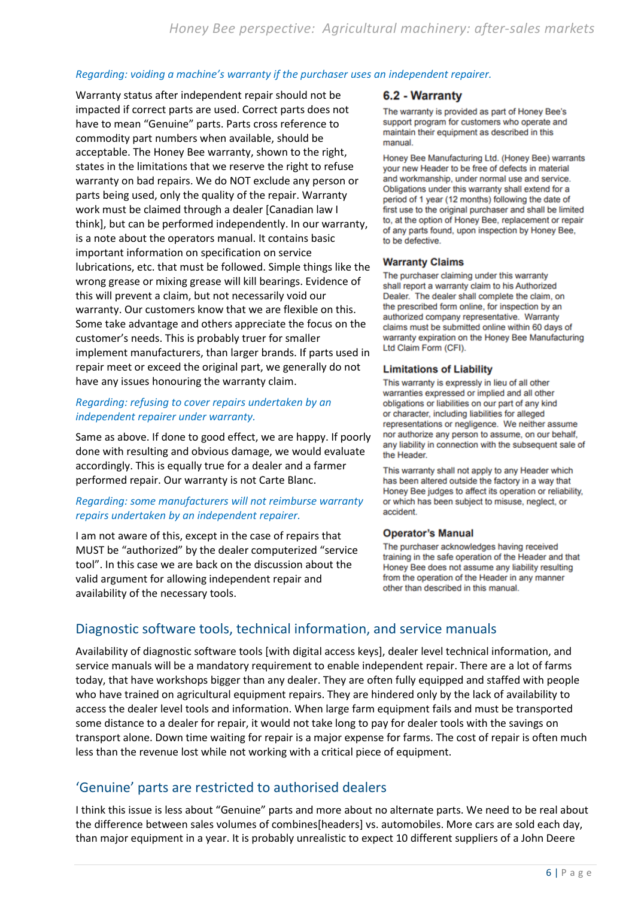*Regarding: voiding a machine's warranty if the purchaser uses an independent repairer.*

Warranty status after independent repair should not be impacted if correct parts are used. Correct parts does not have to mean "Genuine" parts. Parts cross reference to commodity part numbers when available, should be acceptable. The Honey Bee warranty, shown to the right, states in the limitations that we reserve the right to refuse warranty on bad repairs. We do NOT exclude any person or parts being used, only the quality of the repair. Warranty work must be claimed through a dealer [Canadian law I think], but can be performed independently. In our warranty, is a note about the operators manual. It contains basic important information on specification on service lubrications, etc. that must be followed. Simple things like the wrong grease or mixing grease will kill bearings. Evidence of this will prevent a claim, but not necessarily void our warranty. Our customers know that we are flexible on this. Some take advantage and others appreciate the focus on the customer's needs. This is probably truer for smaller implement manufacturers, than larger brands. If parts used in repair meet or exceed the original part, we generally do not have any issues honouring the warranty claim.

*Regarding: refusing to cover repairs undertaken by an independent repairer under warranty.*

Same as above. If done to good effect, we are happy. If poorly done with resulting and obvious damage, we would evaluate accordingly. This is equally true for a dealer and a farmer performed repair. Our warranty is not Carte Blanc.

*Regarding: some manufacturers will not reimburse warranty repairs undertaken by an independent repairer.*

I am not aware of this, except in the case of repairs that MUST be "authorized" by the dealer computerized "service tool". In this case we are back on the discussion about the valid argument for allowing independent repair and availability of the necessary tools.

### 6.2 - Warranty

The warranty is provided as part of Honey Bee's support program for customers who operate and maintain their equipment as described in this manual.

Honey Bee Manufacturing Ltd. (Honey Bee) warrants your new Header to be free of defects in material and workmanship, under normal use and service. Obligations under this warranty shall extend for a period of 1 year (12 months) following the date of first use to the original purchaser and shall be limited to, at the option of Honey Bee, replacement or repair of any parts found, upon inspection by Honey Bee, to be defective.

**Warranty Claims**

The purchaser claiming under this warranty shall report a warranty claim to his Authorized Dealer. The dealer shall complete the claim, on the prescribed form online, for inspection by an authorized company representative. Warranty claims must be submitted online within 60 days of warranty expiration on the Honey Bee Manufacturing Ltd Claim Form (CFI).

**Limitations of Liability**

This warranty is expressly in lieu of all other warranties expressed or implied and all other obligations or liabilities on our part of any kind or character, including liabilities for alleged representations or negligence. We neither assume nor authorize any person to assume, on our behalf, any liability in connection with the subsequent sale of the Header.

This warranty shall not apply to any Header which has been altered outside the factory in a way that Honey Bee judges to affect its operation or reliability, or which has been subject to misuse, neglect, or accident.

**Operator's Manual**

The purchaser acknowledges having received training in the safe operation of the Header and that Honey Bee does not assume any liability resulting from the operation of the Header in any manner other than described in this manual.

## Diagnostic software tools, technical information, and service manuals

Availability of diagnostic software tools [with digital access keys], dealer level technical information, and service manuals will be a mandatory requirement to enable independent repair. There are a lot of farms today, that have workshops bigger than any dealer. They are often fully equipped and staffed with people who have trained on agricultural equipment repairs. They are hindered only by the lack of availability to access the dealer level tools and information. When large farm equipment fails and must be transported some distance to a dealer for repair, it would not take long to pay for dealer tools with the savings on transport alone. Down time waiting for repair is a major expense for farms. The cost of repair is often much less than the revenue lost while not working with a critical piece of equipment.

## 'Genuine' parts are restricted to authorised dealers

I think this issue is less about "Genuine" parts and more about no alternate parts. We need to be real about the difference between sales volumes of combines[headers] vs. automobiles. More cars are sold each day, than major equipment in a year. It is probably unrealistic to expect 10 different suppliers of a John Deere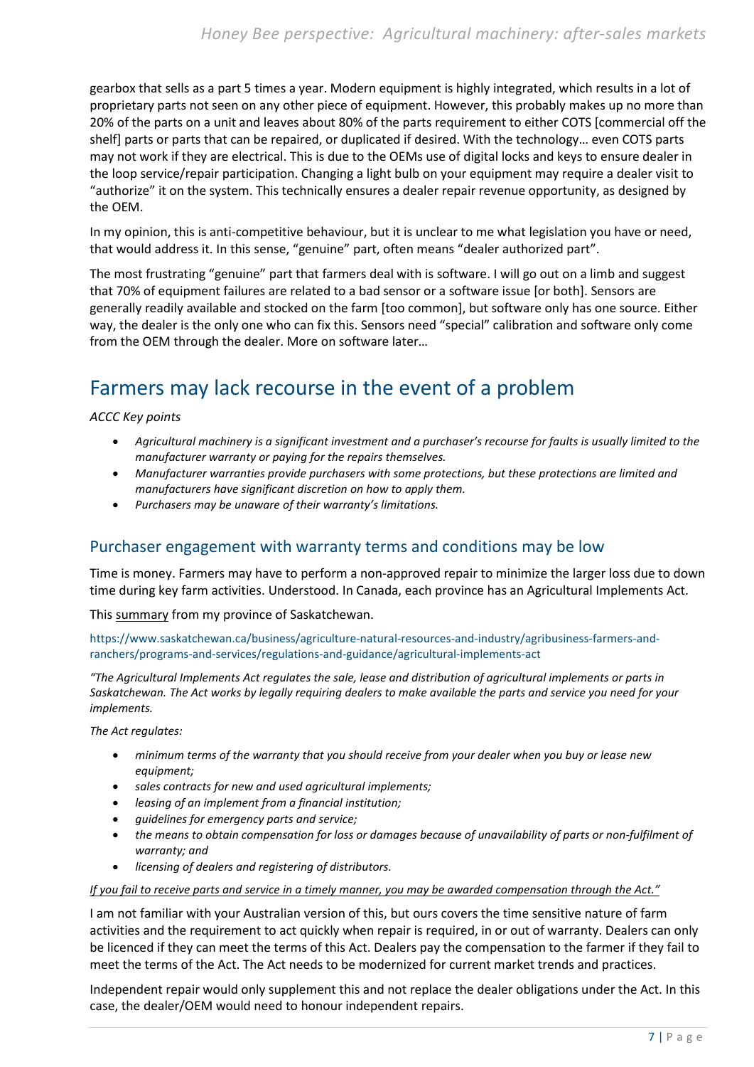gearbox that sells as a part 5 times a year. Modern equipment is highly integrated, which results in a lot of proprietary parts not seen on any other piece of equipment. However, this probably makes up no more than 20% of the parts on a unit and leaves about 80% of the parts requirement to either COTS [commercial off the shelf] parts or parts that can be repaired, or duplicated if desired. With the technology… even COTS parts may not work if they are electrical. This is due to the OEMs use of digital locks and keys to ensure dealer in the loop service/repair participation. Changing a light bulb on your equipment may require a dealer visit to "authorize" it on the system. This technically ensures a dealer repair revenue opportunity, as designed by the OEM.

In my opinion, this is anti-competitive behaviour, but it is unclear to me what legislation you have or need, that would address it. In this sense, "genuine" part, often means "dealer authorized part".

The most frustrating "genuine" part that farmers deal with is software. I will go out on a limb and suggest that 70% of equipment failures are related to a bad sensor or a software issue [or both]. Sensors are generally readily available and stocked on the farm [too common], but software only has one source. Either way, the dealer is the only one who can fix this. Sensors need "special" calibration and software only come from the OEM through the dealer. More on software later…

# Farmers may lack recourse in the event of a problem

*ACCC Key points*

- *Agricultural machinery is a significant investment and a purchaser's recourse for faults is usually limited to the manufacturer warranty or paying for the repairs themselves.*
- *Manufacturer warranties provide purchasers with some protections, but these protections are limited and manufacturers have significant discretion on how to apply them.*
- *Purchasers may be unaware of their warranty's limitations.*

## Purchaser engagement with warranty terms and conditions may be low

Time is money. Farmers may have to perform a non-approved repair to minimize the larger loss due to down time during key farm activities. Understood. In Canada, each province has an Agricultural Implements Act.

This summary from my province of Saskatchewan.

https://www.saskatchewan.ca/business/agriculture-natural-resources-and-industry/agribusiness-farmers-and-ranchers/programs-and-services/regulations-and-guidance/agricultural-implements-act

*"The Agricultural Implements Act regulates the sale, lease and distribution of agricultural implements or parts in Saskatchewan. The Act works by legally requiring dealers to make available the parts and service you need for your implements.*

*The Act regulates:*

- *minimum terms of the warranty that you should receive from your dealer when you buy or lease new equipment;*
- *sales contracts for new and used agricultural implements;*
- *leasing of an implement from a financial institution;*
- *guidelines for emergency parts and service;*
- *the means to obtain compensation for loss or damages because of unavailability of parts or non-fulfilment of warranty; and*
- *licensing of dealers and registering of distributors.*

*If you fail to receive parts and service in a timely manner, you may be awarded compensation through the Act."*

I am not familiar with your Australian version of this, but ours covers the time sensitive nature of farm activities and the requirement to act quickly when repair is required, in or out of warranty. Dealers can only be licenced if they can meet the terms of this Act. Dealers pay the compensation to the farmer if they fail to meet the terms of the Act. The Act needs to be modernized for current market trends and practices.

Independent repair would only supplement this and not replace the dealer obligations under the Act. In this case, the dealer/OEM would need to honour independent repairs.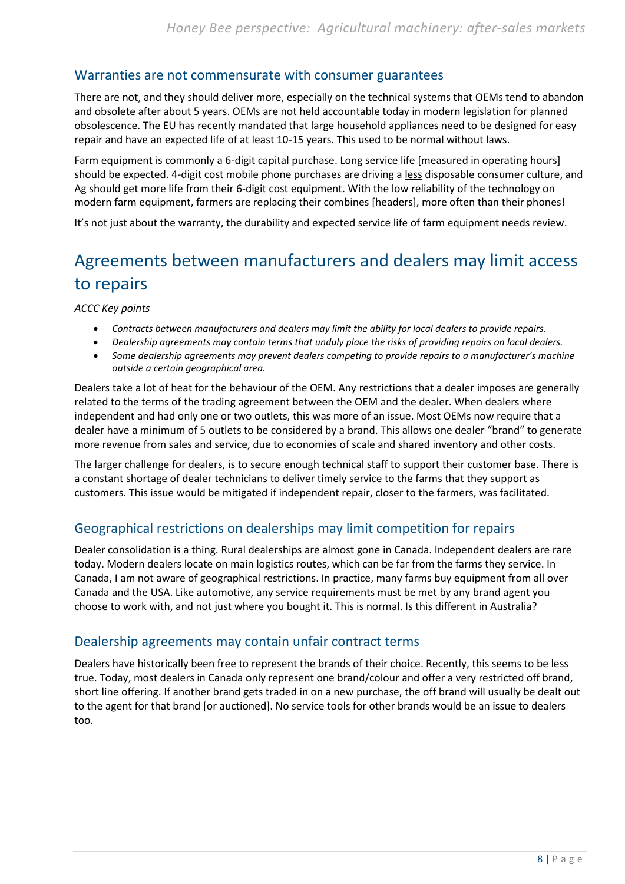### Warranties are not commensurate with consumer guarantees

There are not, and they should deliver more, especially on the technical systems that OEMs tend to abandon and obsolete after about 5 years. OEMs are not held accountable today in modern legislation for planned obsolescence. The EU has recently mandated that large household appliances need to be designed for easy repair and have an expected life of at least 10-15 years. This used to be normal without laws.

Farm equipment is commonly a 6-digit capital purchase. Long service life [measured in operating hours] should be expected. 4-digit cost mobile phone purchases are driving a less disposable consumer culture, and Ag should get more life from their 6-digit cost equipment. With the low reliability of the technology on modern farm equipment, farmers are replacing their combines [headers], more often than their phones!

It's not just about the warranty, the durability and expected service life of farm equipment needs review.

## Agreements between manufacturers and dealers may limit access to repairs

*ACCC Key points*

- *Contracts between manufacturers and dealers may limit the ability for local dealers to provide repairs.*
- *Dealership agreements may contain terms that unduly place the risks of providing repairs on local dealers.*
- *Some dealership agreements may prevent dealers competing to provide repairs to a manufacturer's machine outside a certain geographical area.*

Dealers take a lot of heat for the behaviour of the OEM. Any restrictions that a dealer imposes are generally related to the terms of the trading agreement between the OEM and the dealer. When dealers where independent and had only one or two outlets, this was more of an issue. Most OEMs now require that a dealer have a minimum of 5 outlets to be considered by a brand. This allows one dealer "brand" to generate more revenue from sales and service, due to economies of scale and shared inventory and other costs.

The larger challenge for dealers, is to secure enough technical staff to support their customer base. There is a constant shortage of dealer technicians to deliver timely service to the farms that they support as customers. This issue would be mitigated if independent repair, closer to the farmers, was facilitated.

### Geographical restrictions on dealerships may limit competition for repairs

Dealer consolidation is a thing. Rural dealerships are almost gone in Canada. Independent dealers are rare today. Modern dealers locate on main logistics routes, which can be far from the farms they service. In Canada, I am not aware of geographical restrictions. In practice, many farms buy equipment from all over Canada and the USA. Like automotive, any service requirements must be met by any brand agent you choose to work with, and not just where you bought it. This is normal. Is this different in Australia?

### Dealership agreements may contain unfair contract terms

Dealers have historically been free to represent the brands of their choice. Recently, this seems to be less true. Today, most dealers in Canada only represent one brand/colour and offer a very restricted off brand, short line offering. If another brand gets traded in on a new purchase, the off brand will usually be dealt out to the agent for that brand [or auctioned]. No service tools for other brands would be an issue to dealers too.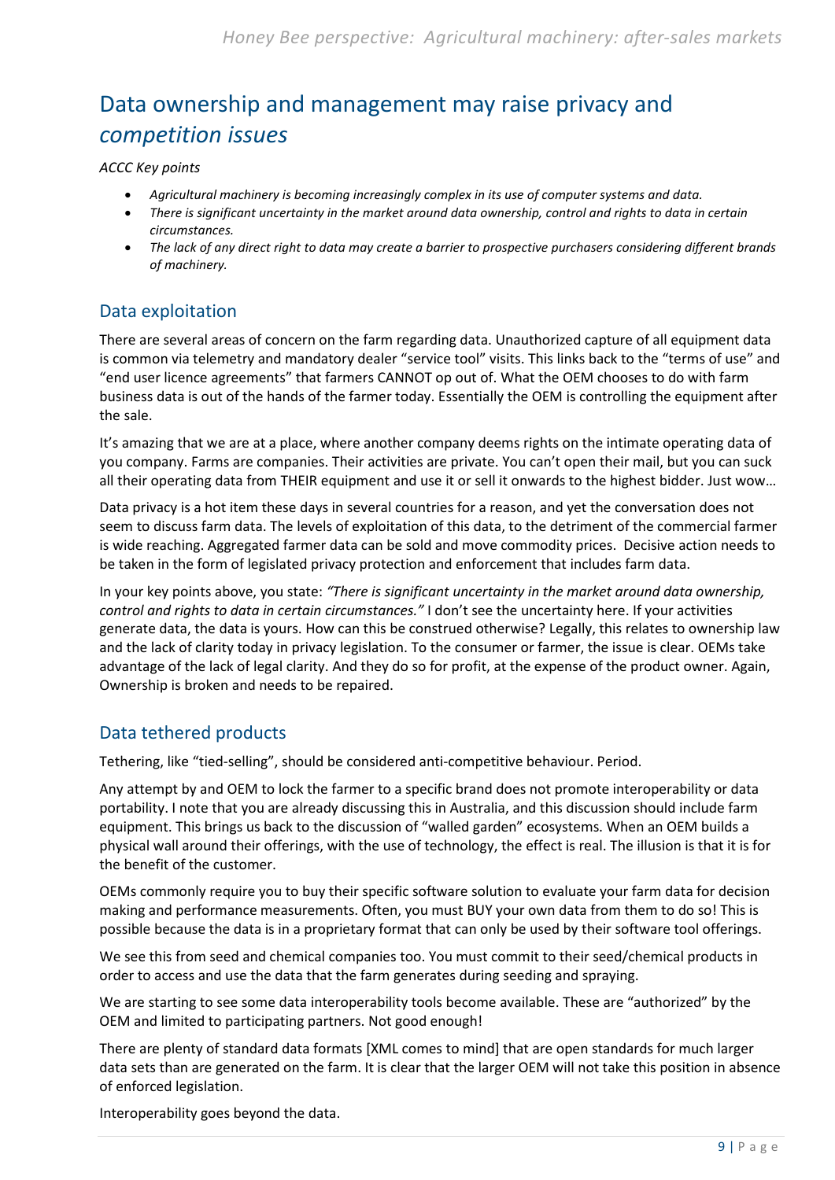# Data ownership and management may raise privacy and *competition issues*

*ACCC Key points*

- *Agricultural machinery is becoming increasingly complex in its use of computer systems and data.*
- *There is significant uncertainty in the market around data ownership, control and rights to data in certain circumstances.*
- *The lack of any direct right to data may create a barrier to prospective purchasers considering different brands of machinery.*

## Data exploitation

There are several areas of concern on the farm regarding data. Unauthorized capture of all equipment data is common via telemetry and mandatory dealer "service tool" visits. This links back to the "terms of use" and "end user licence agreements" that farmers CANNOT op out of. What the OEM chooses to do with farm business data is out of the hands of the farmer today. Essentially the OEM is controlling the equipment after the sale.

It's amazing that we are at a place, where another company deems rights on the intimate operating data of you company. Farms are companies. Their activities are private. You can't open their mail, but you can suck all their operating data from THEIR equipment and use it or sell it onwards to the highest bidder. Just wow…

Data privacy is a hot item these days in several countries for a reason, and yet the conversation does not seem to discuss farm data. The levels of exploitation of this data, to the detriment of the commercial farmer is wide reaching. Aggregated farmer data can be sold and move commodity prices. Decisive action needs to be taken in the form of legislated privacy protection and enforcement that includes farm data.

In your key points above, you state: *"There is significant uncertainty in the market around data ownership, control and rights to data in certain circumstances."* I don't see the uncertainty here. If your activities generate data, the data is yours. How can this be construed otherwise? Legally, this relates to ownership law and the lack of clarity today in privacy legislation. To the consumer or farmer, the issue is clear. OEMs take advantage of the lack of legal clarity. And they do so for profit, at the expense of the product owner. Again, Ownership is broken and needs to be repaired.

## Data tethered products

Tethering, like "tied-selling", should be considered anti-competitive behaviour. Period.

Any attempt by and OEM to lock the farmer to a specific brand does not promote interoperability or data portability. I note that you are already discussing this in Australia, and this discussion should include farm equipment. This brings us back to the discussion of "walled garden" ecosystems. When an OEM builds a physical wall around their offerings, with the use of technology, the effect is real. The illusion is that it is for the benefit of the customer.

OEMs commonly require you to buy their specific software solution to evaluate your farm data for decision making and performance measurements. Often, you must BUY your own data from them to do so! This is possible because the data is in a proprietary format that can only be used by their software tool offerings.

We see this from seed and chemical companies too. You must commit to their seed/chemical products in order to access and use the data that the farm generates during seeding and spraying.

We are starting to see some data interoperability tools become available. These are "authorized" by the OEM and limited to participating partners. Not good enough!

There are plenty of standard data formats [XML comes to mind] that are open standards for much larger data sets than are generated on the farm. It is clear that the larger OEM will not take this position in absence of enforced legislation.

Interoperability goes beyond the data.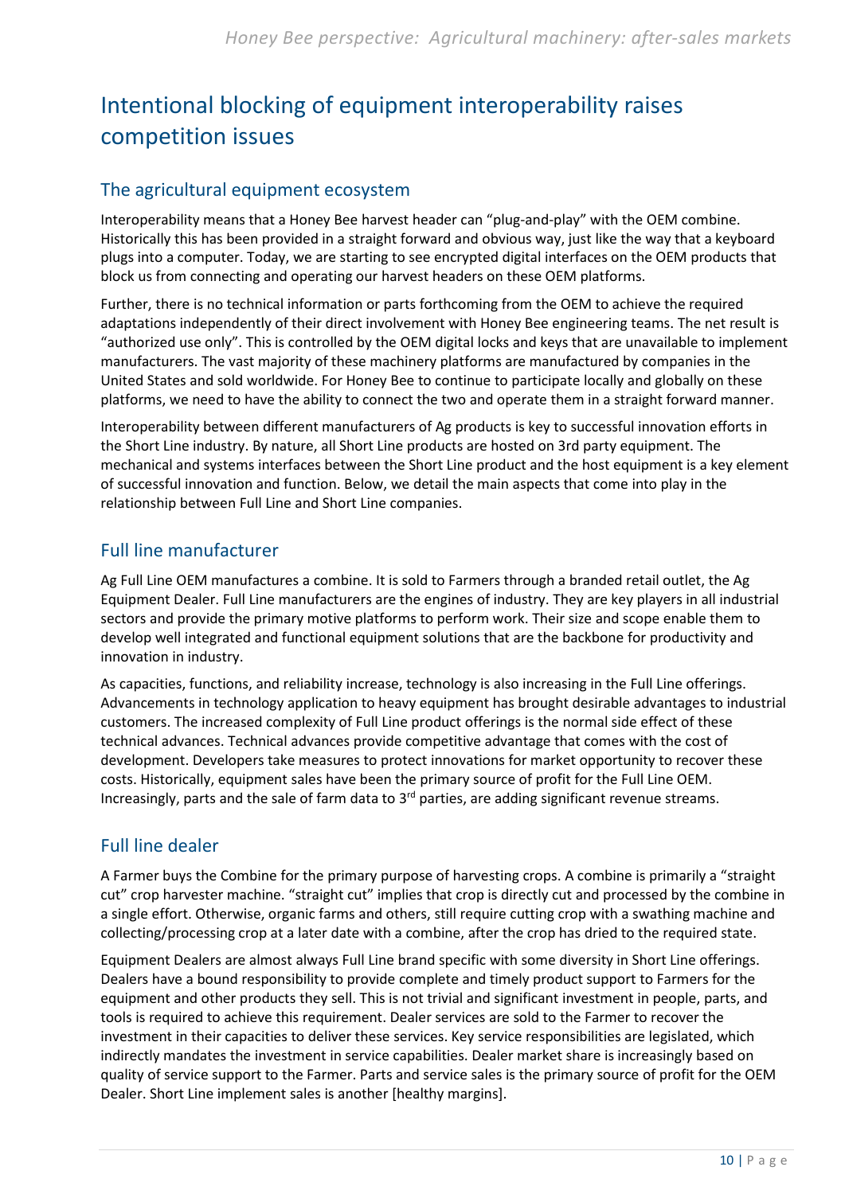# Intentional blocking of equipment interoperability raises competition issues

## The agricultural equipment ecosystem

Interoperability means that a Honey Bee harvest header can "plug-and-play" with the OEM combine. Historically this has been provided in a straight forward and obvious way, just like the way that a keyboard plugs into a computer. Today, we are starting to see encrypted digital interfaces on the OEM products that block us from connecting and operating our harvest headers on these OEM platforms.

Further, there is no technical information or parts forthcoming from the OEM to achieve the required adaptations independently of their direct involvement with Honey Bee engineering teams. The net result is "authorized use only". This is controlled by the OEM digital locks and keys that are unavailable to implement manufacturers. The vast majority of these machinery platforms are manufactured by companies in the United States and sold worldwide. For Honey Bee to continue to participate locally and globally on these platforms, we need to have the ability to connect the two and operate them in a straight forward manner.

Interoperability between different manufacturers of Ag products is key to successful innovation efforts in the Short Line industry. By nature, all Short Line products are hosted on 3rd party equipment. The mechanical and systems interfaces between the Short Line product and the host equipment is a key element of successful innovation and function. Below, we detail the main aspects that come into play in the relationship between Full Line and Short Line companies.

## Full line manufacturer

Ag Full Line OEM manufactures a combine. It is sold to Farmers through a branded retail outlet, the Ag Equipment Dealer. Full Line manufacturers are the engines of industry. They are key players in all industrial sectors and provide the primary motive platforms to perform work. Their size and scope enable them to develop well integrated and functional equipment solutions that are the backbone for productivity and innovation in industry.

As capacities, functions, and reliability increase, technology is also increasing in the Full Line offerings. Advancements in technology application to heavy equipment has brought desirable advantages to industrial customers. The increased complexity of Full Line product offerings is the normal side effect of these technical advances. Technical advances provide competitive advantage that comes with the cost of development. Developers take measures to protect innovations for market opportunity to recover these costs. Historically, equipment sales have been the primary source of profit for the Full Line OEM. Increasingly, parts and the sale of farm data to 3rd parties, are adding significant revenue streams.

## Full line dealer

A Farmer buys the Combine for the primary purpose of harvesting crops. A combine is primarily a "straight cut" crop harvester machine. "straight cut" implies that crop is directly cut and processed by the combine in a single effort. Otherwise, organic farms and others, still require cutting crop with a swathing machine and collecting/processing crop at a later date with a combine, after the crop has dried to the required state.

Equipment Dealers are almost always Full Line brand specific with some diversity in Short Line offerings. Dealers have a bound responsibility to provide complete and timely product support to Farmers for the equipment and other products they sell. This is not trivial and significant investment in people, parts, and tools is required to achieve this requirement. Dealer services are sold to the Farmer to recover the investment in their capacities to deliver these services. Key service responsibilities are legislated, which indirectly mandates the investment in service capabilities. Dealer market share is increasingly based on quality of service support to the Farmer. Parts and service sales is the primary source of profit for the OEM Dealer. Short Line implement sales is another [healthy margins].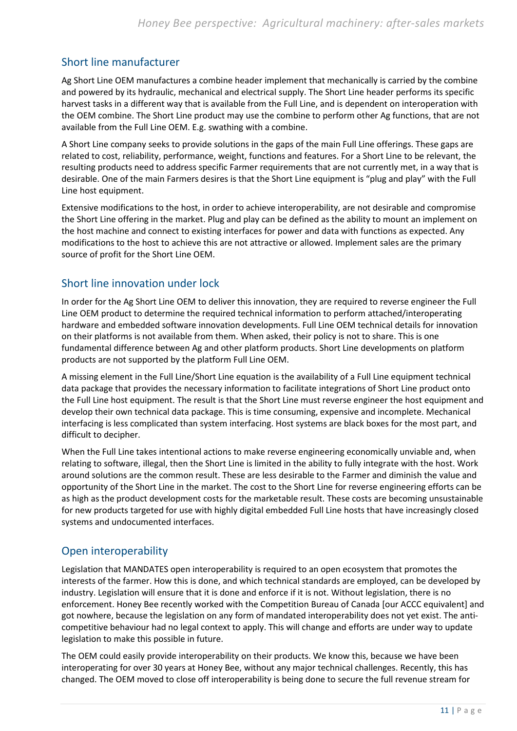## Short line manufacturer

Ag Short Line OEM manufactures a combine header implement that mechanically is carried by the combine and powered by its hydraulic, mechanical and electrical supply. The Short Line header performs its specific harvest tasks in a different way that is available from the Full Line, and is dependent on interoperation with the OEM combine. The Short Line product may use the combine to perform other Ag functions, that are not available from the Full Line OEM. E.g. swathing with a combine.

A Short Line company seeks to provide solutions in the gaps of the main Full Line offerings. These gaps are related to cost, reliability, performance, weight, functions and features. For a Short Line to be relevant, the resulting products need to address specific Farmer requirements that are not currently met, in a way that is desirable. One of the main Farmers desires is that the Short Line equipment is "plug and play" with the Full Line host equipment.

Extensive modifications to the host, in order to achieve interoperability, are not desirable and compromise the Short Line offering in the market. Plug and play can be defined as the ability to mount an implement on the host machine and connect to existing interfaces for power and data with functions as expected. Any modifications to the host to achieve this are not attractive or allowed. Implement sales are the primary source of profit for the Short Line OEM.

## Short line innovation under lock

In order for the Ag Short Line OEM to deliver this innovation, they are required to reverse engineer the Full Line OEM product to determine the required technical information to perform attached/interoperating hardware and embedded software innovation developments. Full Line OEM technical details for innovation on their platforms is not available from them. When asked, their policy is not to share. This is one fundamental difference between Ag and other platform products. Short Line developments on platform products are not supported by the platform Full Line OEM.

A missing element in the Full Line/Short Line equation is the availability of a Full Line equipment technical data package that provides the necessary information to facilitate integrations of Short Line product onto the Full Line host equipment. The result is that the Short Line must reverse engineer the host equipment and develop their own technical data package. This is time consuming, expensive and incomplete. Mechanical interfacing is less complicated than system interfacing. Host systems are black boxes for the most part, and difficult to decipher.

When the Full Line takes intentional actions to make reverse engineering economically unviable and, when relating to software, illegal, then the Short Line is limited in the ability to fully integrate with the host. Work around solutions are the common result. These are less desirable to the Farmer and diminish the value and opportunity of the Short Line in the market. The cost to the Short Line for reverse engineering efforts can be as high as the product development costs for the marketable result. These costs are becoming unsustainable for new products targeted for use with highly digital embedded Full Line hosts that have increasingly closed systems and undocumented interfaces.

## Open interoperability

Legislation that MANDATES open interoperability is required to an open ecosystem that promotes the interests of the farmer. How this is done, and which technical standards are employed, can be developed by industry. Legislation will ensure that it is done and enforce if it is not. Without legislation, there is no enforcement. Honey Bee recently worked with the Competition Bureau of Canada [our ACCC equivalent] and got nowhere, because the legislation on any form of mandated interoperability does not yet exist. The anti-competitive behaviour had no legal context to apply. This will change and efforts are under way to update legislation to make this possible in future.

The OEM could easily provide interoperability on their products. We know this, because we have been interoperating for over 30 years at Honey Bee, without any major technical challenges. Recently, this has changed. The OEM moved to close off interoperability is being done to secure the full revenue stream for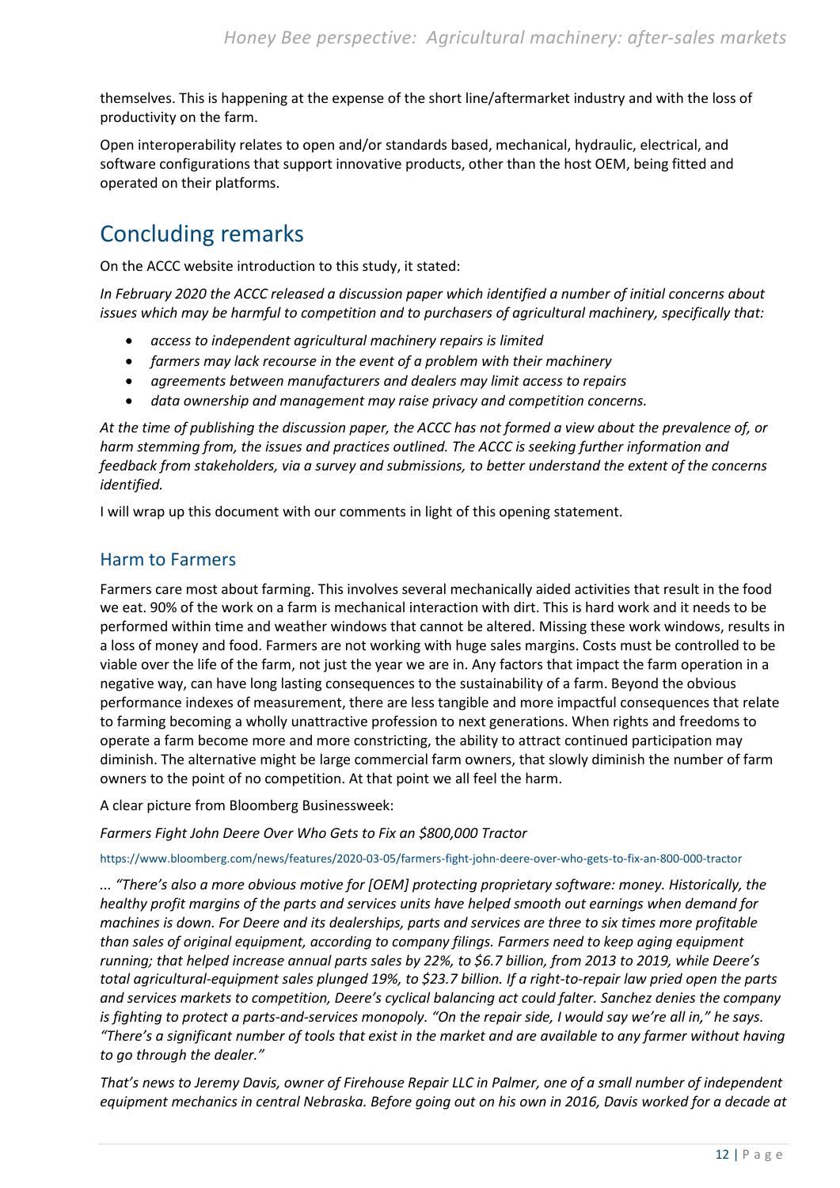themselves. This is happening at the expense of the short line/aftermarket industry and with the loss of productivity on the farm.

Open interoperability relates to open and/or standards based, mechanical, hydraulic, electrical, and software configurations that support innovative products, other than the host OEM, being fitted and operated on their platforms.

# Concluding remarks

On the ACCC website introduction to this study, it stated:

*In February 2020 the ACCC released a discussion paper which identified a number of initial concerns about issues which may be harmful to competition and to purchasers of agricultural machinery, specifically that:*

- *access to independent agricultural machinery repairs is limited*
- *farmers may lack recourse in the event of a problem with their machinery*
- *agreements between manufacturers and dealers may limit access to repairs*
- *data ownership and management may raise privacy and competition concerns.*

*At the time of publishing the discussion paper, the ACCC has not formed a view about the prevalence of, or harm stemming from, the issues and practices outlined. The ACCC is seeking further information and feedback from stakeholders, via a survey and submissions, to better understand the extent of the concerns identified.*

I will wrap up this document with our comments in light of this opening statement.

## Harm to Farmers

Farmers care most about farming. This involves several mechanically aided activities that result in the food we eat. 90% of the work on a farm is mechanical interaction with dirt. This is hard work and it needs to be performed within time and weather windows that cannot be altered. Missing these work windows, results in a loss of money and food. Farmers are not working with huge sales margins. Costs must be controlled to be viable over the life of the farm, not just the year we are in. Any factors that impact the farm operation in a negative way, can have long lasting consequences to the sustainability of a farm. Beyond the obvious performance indexes of measurement, there are less tangible and more impactful consequences that relate to farming becoming a wholly unattractive profession to next generations. When rights and freedoms to operate a farm become more and more constricting, the ability to attract continued participation may diminish. The alternative might be large commercial farm owners, that slowly diminish the number of farm owners to the point of no competition. At that point we all feel the harm.

A clear picture from Bloomberg Businessweek:

*Farmers Fight John Deere Over Who Gets to Fix an $800,000 Tractor*

https://www.bloomberg.com/news/features/2020-03-05/farmers-fight-john-deere-over-who-gets-to-fix-an-800-000-tractor

*... "There's also a more obvious motive for [OEM] protecting proprietary software: money. Historically, the healthy profit margins of the parts and services units have helped smooth out earnings when demand for machines is down. For Deere and its dealerships, parts and services are three to six times more profitable than sales of original equipment, according to company filings. Farmers need to keep aging equipment running; that helped increase annual parts sales by 22%, to $6.7 billion, from 2013 to 2019, while Deere's total agricultural-equipment sales plunged 19%, to $23.7 billion. If a right-to-repair law pried open the parts and services markets to competition, Deere's cyclical balancing act could falter. Sanchez denies the company is fighting to protect a parts-and-services monopoly. "On the repair side, I would say we're all in," he says. "There's a significant number of tools that exist in the market and are available to any farmer without having to go through the dealer."*

*That's news to Jeremy Davis, owner of Firehouse Repair LLC in Palmer, one of a small number of independent equipment mechanics in central Nebraska. Before going out on his own in 2016, Davis worked for a decade at*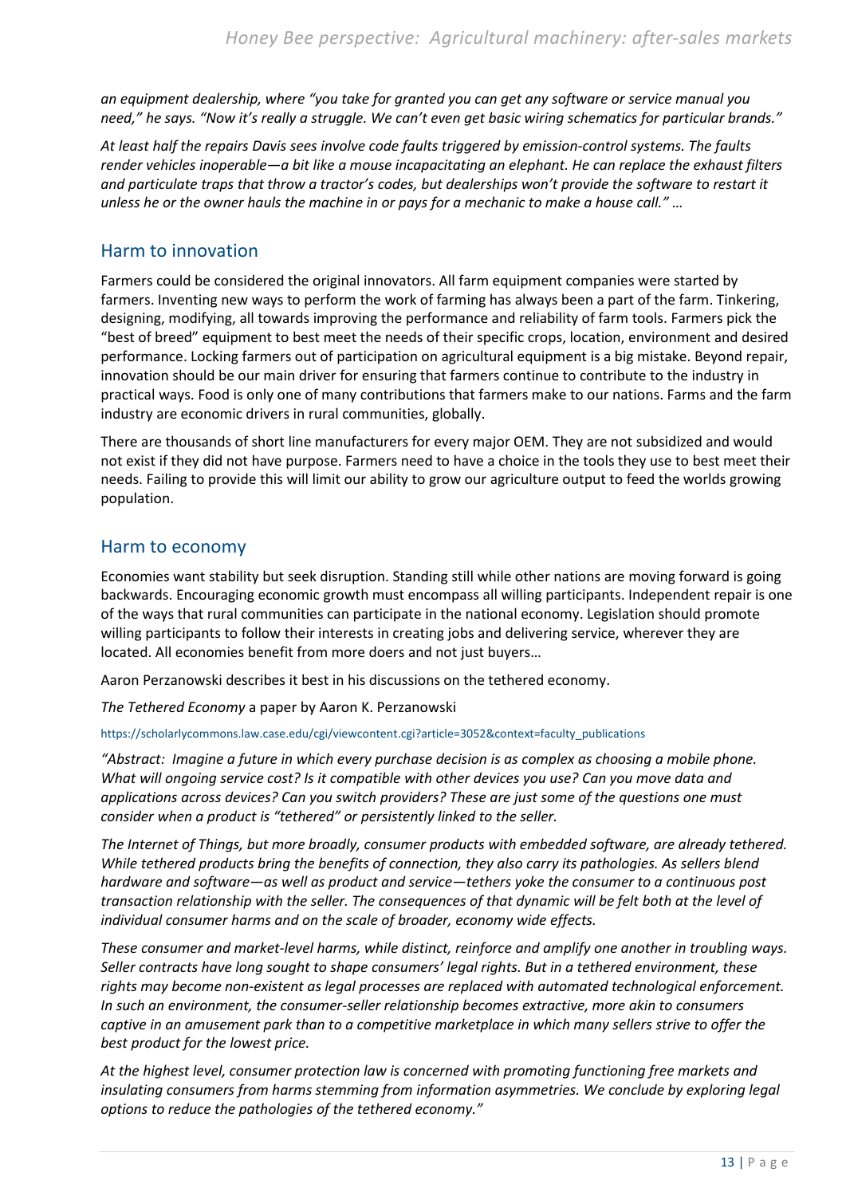*an equipment dealership, where "you take for granted you can get any software or service manual you need," he says. "Now it's really a struggle. We can't even get basic wiring schematics for particular brands."*

*At least half the repairs Davis sees involve code faults triggered by emission-control systems. The faults render vehicles inoperable—a bit like a mouse incapacitating an elephant. He can replace the exhaust filters and particulate traps that throw a tractor's codes, but dealerships won't provide the software to restart it unless he or the owner hauls the machine in or pays for a mechanic to make a house call." …*

## Harm to innovation

Farmers could be considered the original innovators. All farm equipment companies were started by farmers. Inventing new ways to perform the work of farming has always been a part of the farm. Tinkering, designing, modifying, all towards improving the performance and reliability of farm tools. Farmers pick the "best of breed" equipment to best meet the needs of their specific crops, location, environment and desired performance. Locking farmers out of participation on agricultural equipment is a big mistake. Beyond repair, innovation should be our main driver for ensuring that farmers continue to contribute to the industry in practical ways. Food is only one of many contributions that farmers make to our nations. Farms and the farm industry are economic drivers in rural communities, globally.

There are thousands of short line manufacturers for every major OEM. They are not subsidized and would not exist if they did not have purpose. Farmers need to have a choice in the tools they use to best meet their needs. Failing to provide this will limit our ability to grow our agriculture output to feed the worlds growing population.

## Harm to economy

Economies want stability but seek disruption. Standing still while other nations are moving forward is going backwards. Encouraging economic growth must encompass all willing participants. Independent repair is one of the ways that rural communities can participate in the national economy. Legislation should promote willing participants to follow their interests in creating jobs and delivering service, wherever they are located. All economies benefit from more doers and not just buyers…

Aaron Perzanowski describes it best in his discussions on the tethered economy.

*The Tethered Economy* a paper by Aaron K. Perzanowski

https://scholarlycommons.law.case.edu/cgi/viewcontent.cgi?article=3052&context=faculty_publications

*"Abstract: Imagine a future in which every purchase decision is as complex as choosing a mobile phone. What will ongoing service cost? Is it compatible with other devices you use? Can you move data and applications across devices? Can you switch providers? These are just some of the questions one must consider when a product is "tethered" or persistently linked to the seller.*

*The Internet of Things, but more broadly, consumer products with embedded software, are already tethered. While tethered products bring the benefits of connection, they also carry its pathologies. As sellers blend hardware and software—as well as product and service—tethers yoke the consumer to a continuous post transaction relationship with the seller. The consequences of that dynamic will be felt both at the level of individual consumer harms and on the scale of broader, economy wide effects.*

*These consumer and market-level harms, while distinct, reinforce and amplify one another in troubling ways. Seller contracts have long sought to shape consumers' legal rights. But in a tethered environment, these rights may become non-existent as legal processes are replaced with automated technological enforcement. In such an environment, the consumer-seller relationship becomes extractive, more akin to consumers captive in an amusement park than to a competitive marketplace in which many sellers strive to offer the best product for the lowest price.*

*At the highest level, consumer protection law is concerned with promoting functioning free markets and insulating consumers from harms stemming from information asymmetries. We conclude by exploring legal options to reduce the pathologies of the tethered economy."*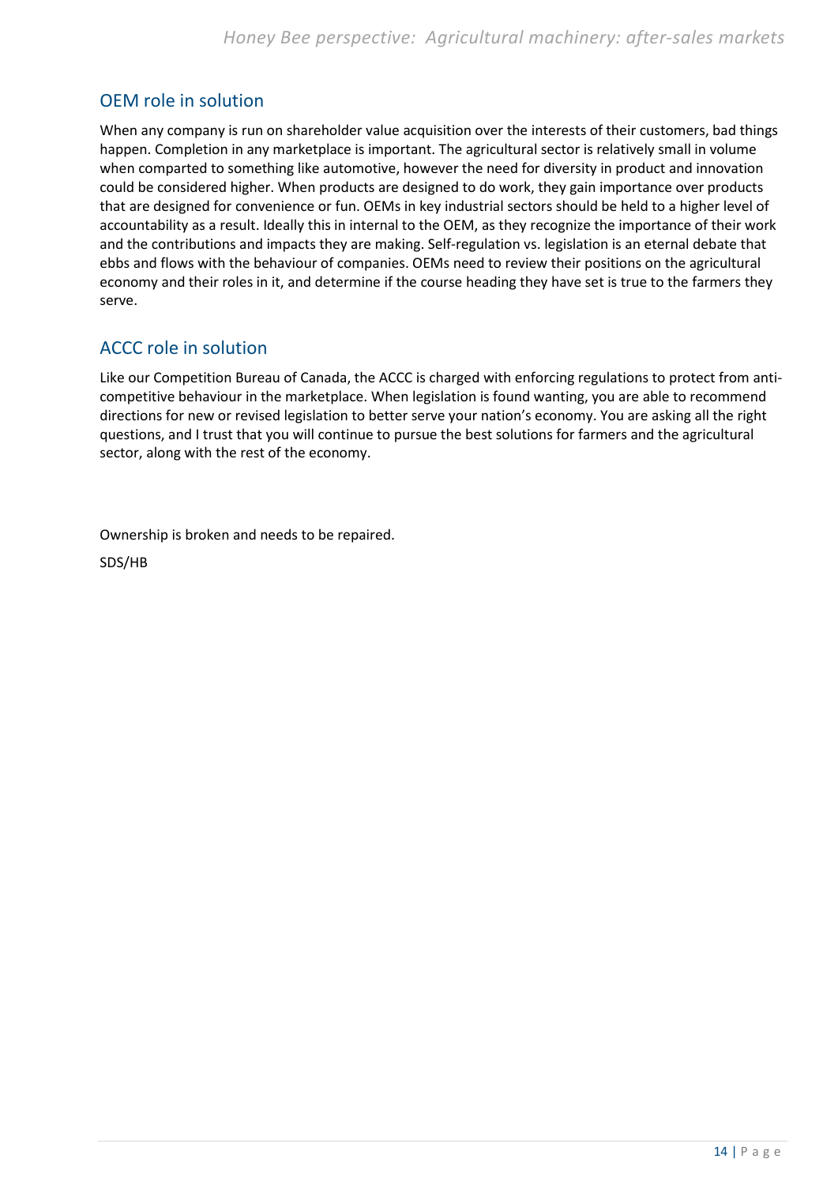## OEM role in solution

When any company is run on shareholder value acquisition over the interests of their customers, bad things happen. Completion in any marketplace is important. The agricultural sector is relatively small in volume when comparted to something like automotive, however the need for diversity in product and innovation could be considered higher. When products are designed to do work, they gain importance over products that are designed for convenience or fun. OEMs in key industrial sectors should be held to a higher level of accountability as a result. Ideally this in internal to the OEM, as they recognize the importance of their work and the contributions and impacts they are making. Self-regulation vs. legislation is an eternal debate that ebbs and flows with the behaviour of companies. OEMs need to review their positions on the agricultural economy and their roles in it, and determine if the course heading they have set is true to the farmers they serve.

## ACCC role in solution

Like our Competition Bureau of Canada, the ACCC is charged with enforcing regulations to protect from anti-competitive behaviour in the marketplace. When legislation is found wanting, you are able to recommend directions for new or revised legislation to better serve your nation's economy. You are asking all the right questions, and I trust that you will continue to pursue the best solutions for farmers and the agricultural sector, along with the rest of the economy.

Ownership is broken and needs to be repaired.

SDS/HB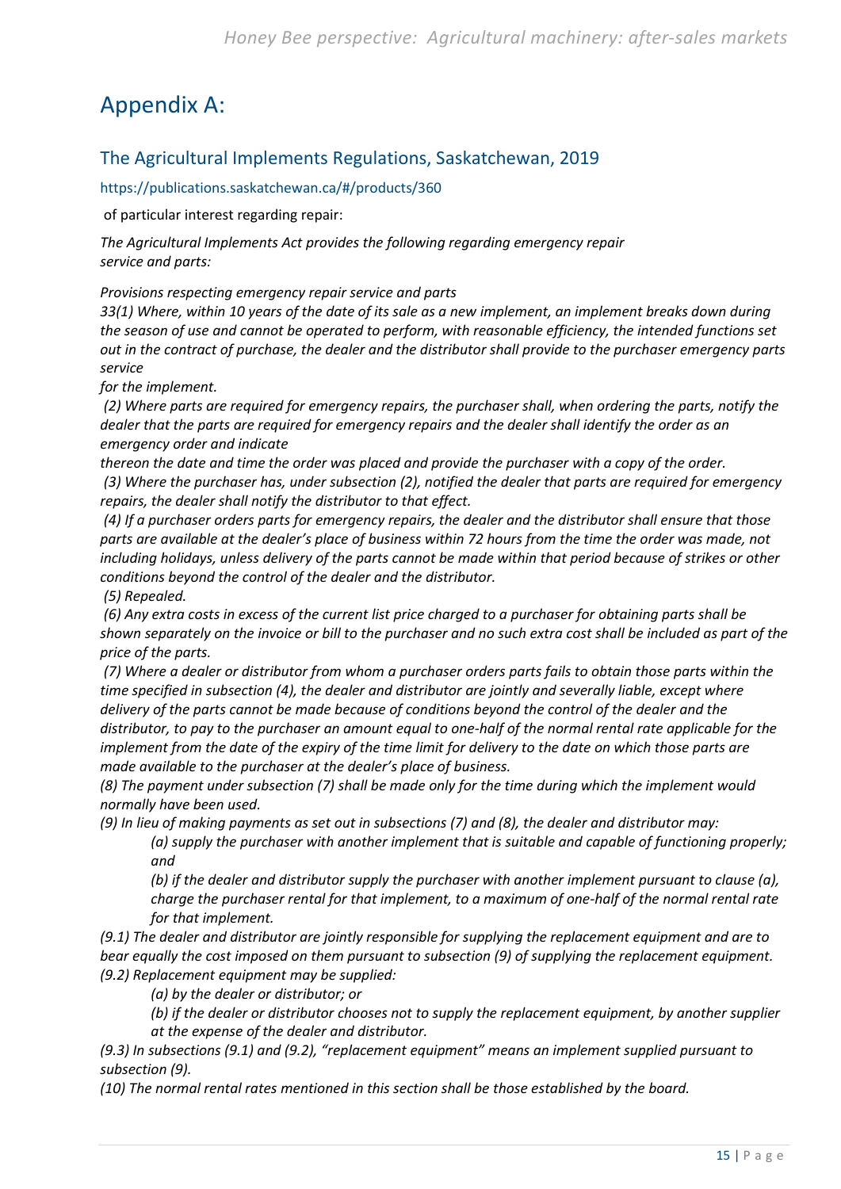# Appendix A:

## The Agricultural Implements Regulations, Saskatchewan, 2019

https://publications.saskatchewan.ca/#/products/360

of particular interest regarding repair:

*The Agricultural Implements Act provides the following regarding emergency repair service and parts:*

*Provisions respecting emergency repair service and parts*

*33(1) Where, within 10 years of the date of its sale as a new implement, an implement breaks down during the season of use and cannot be operated to perform, with reasonable efficiency, the intended functions set out in the contract of purchase, the dealer and the distributor shall provide to the purchaser emergency parts service for the implement.*

*(2) Where parts are required for emergency repairs, the purchaser shall, when ordering the parts, notify the dealer that the parts are required for emergency repairs and the dealer shall identify the order as an emergency order and indicate thereon the date and time the order was placed and provide the purchaser with a copy of the order.*

*(3) Where the purchaser has, under subsection (2), notified the dealer that parts are required for emergency repairs, the dealer shall notify the distributor to that effect.*

*(4) If a purchaser orders parts for emergency repairs, the dealer and the distributor shall ensure that those parts are available at the dealer's place of business within 72 hours from the time the order was made, not including holidays, unless delivery of the parts cannot be made within that period because of strikes or other conditions beyond the control of the dealer and the distributor.*

*(5) Repealed.*

*(6) Any extra costs in excess of the current list price charged to a purchaser for obtaining parts shall be shown separately on the invoice or bill to the purchaser and no such extra cost shall be included as part of the price of the parts.*

*(7) Where a dealer or distributor from whom a purchaser orders parts fails to obtain those parts within the time specified in subsection (4), the dealer and distributor are jointly and severally liable, except where delivery of the parts cannot be made because of conditions beyond the control of the dealer and the distributor, to pay to the purchaser an amount equal to one-half of the normal rental rate applicable for the implement from the date of the expiry of the time limit for delivery to the date on which those parts are made available to the purchaser at the dealer's place of business.*

*(8) The payment under subsection (7) shall be made only for the time during which the implement would normally have been used.*

*(9) In lieu of making payments as set out in subsections (7) and (8), the dealer and distributor may:*

> *(a) supply the purchaser with another implement that is suitable and capable of functioning properly; and*
>
> *(b) if the dealer and distributor supply the purchaser with another implement pursuant to clause (a), charge the purchaser rental for that implement, to a maximum of one-half of the normal rental rate for that implement.*

*(9.1) The dealer and distributor are jointly responsible for supplying the replacement equipment and are to bear equally the cost imposed on them pursuant to subsection (9) of supplying the replacement equipment.*

*(9.2) Replacement equipment may be supplied:*

> *(a) by the dealer or distributor; or*
>
> *(b) if the dealer or distributor chooses not to supply the replacement equipment, by another supplier at the expense of the dealer and distributor.*

*(9.3) In subsections (9.1) and (9.2), "replacement equipment" means an implement supplied pursuant to subsection (9).*

*(10) The normal rental rates mentioned in this section shall be those established by the board.*